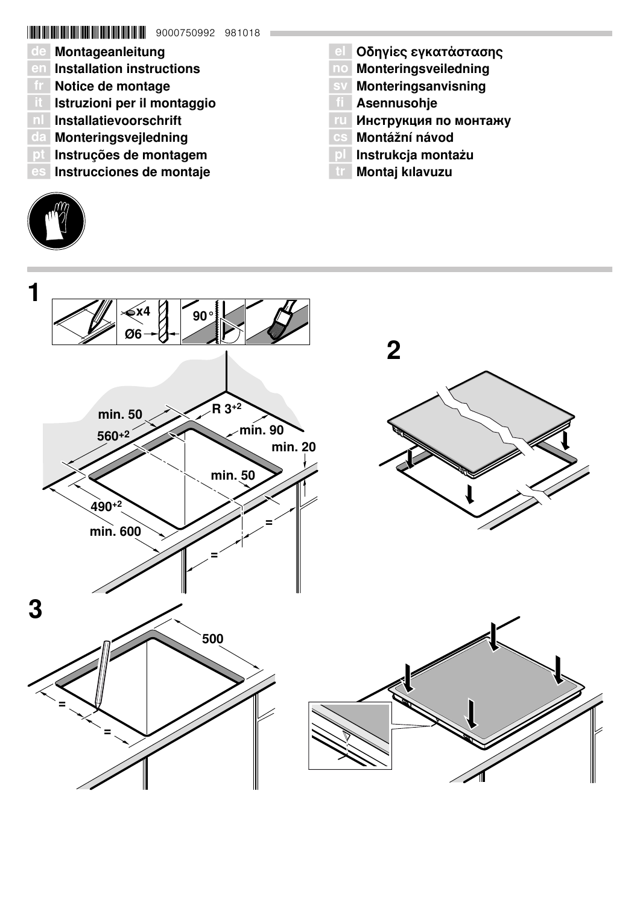9000750992 981018

**de** Montageanleitung
**en** Installation instructions
**fr** Notice de montage
**it** Istruzioni per il montaggio
**nl** Installatievoorschrift
**da** Monteringsvejledning
**pt** Instruções de montagem
**es** Instrucciones de montaje
**el** Οδηγίες εγκατάστασης
**no** Monteringsveiledning
**sv** Monteringsanvisning
**fi** Asennusohje
**ru** Инструкция по монтажу
**cs** Montážní návod
**pl** Instrukcja montażu
**tr** Montaj kılavuzu

**1**

x4
Ø6
90°

min. 50
R 3+2
560+2
min. 90
min. 20
min. 50
490+2
min. 600
=
=

**2**

**3**

500
=
=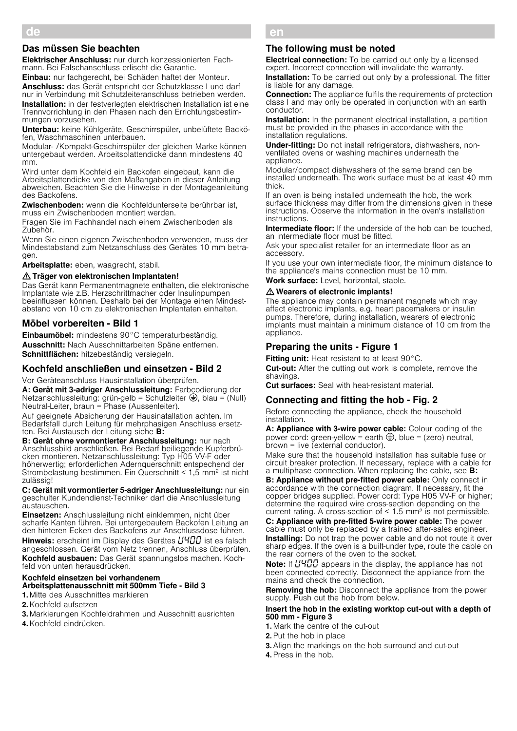# de

## Das müssen Sie beachten

**Elektrischer Anschluss:** nur durch konzessionierten Fachmann. Bei Falschanschluss erlischt die Garantie.

**Einbau:** nur fachgerecht, bei Schäden haftet der Monteur.

**Anschluss:** das Gerät entspricht der Schutzklasse I und darf nur in Verbindung mit Schutzleiteranschluss betrieben werden.

**Installation:** in der festverlegten elektrischen Installation ist eine Trennvorrichtung in den Phasen nach den Errichtungsbestimmungen vorzusehen.

**Unterbau:** keine Kühlgeräte, Geschirrspüler, unbelüftete Backöfen, Waschmaschinen unterbauen.

Modular- /Kompakt-Geschirrspüler der gleichen Marke können untergebaut werden. Arbeitsplattendicke dann mindestens 40 mm.

Wird unter dem Kochfeld ein Backofen eingebaut, kann die Arbeitsplattendicke von den Maßangaben in dieser Anleitung abweichen. Beachten Sie die Hinweise in der Montageanleitung des Backofens.

**Zwischenboden:** wenn die Kochfeldunterseite berührbar ist, muss ein Zwischenboden montiert werden.

Fragen Sie im Fachhandel nach einem Zwischenboden als Zubehör.

Wenn Sie einen eigenen Zwischenboden verwenden, muss der Mindestabstand zum Netzanschluss des Gerätes 10 mm betragen.

**Arbeitsplatte:** eben, waagrecht, stabil.

**⚠ Träger von elektronischen Implantaten!**

Das Gerät kann Permanentmagnete enthalten, die elektronische Implantate wie z.B. Herzschrittmacher oder Insulinpumpen beeinflussen können. Deshalb bei der Montage einen Mindestabstand von 10 cm zu elektronischen Implantaten einhalten.

## Möbel vorbereiten - Bild 1

**Einbaumöbel:** mindestens 90°C temperaturbeständig.

**Ausschnitt:** Nach Ausschnittarbeiten Späne entfernen.

**Schnittflächen:** hitzebeständig versiegeln.

## Kochfeld anschließen und einsetzen - Bild 2

Vor Geräteanschluss Hausinstallation überprüfen.

**A: Gerät mit 3-adriger Anschlussleitung:** Farbcodierung der Netzanschlussleitung: grün-gelb = Schutzleiter ⏚, blau = (Null) Neutral-Leiter, braun = Phase (Aussenleiter).

Auf geeignete Absicherung der Hausinatallation achten. Im Bedarfsfall durch Leitung für mehrphasigen Anschluss ersetzten. Bei Austausch der Leitung siehe **B:**

**B: Gerät ohne vormontierter Anschlussleitung:** nur nach Anschlussbild anschließen. Bei Bedarf beiliegende Kupferbrücken montieren. Netzanschlussleitung: Typ H05 VV-F oder höherwertig; erforderlichen Adernquerschnitt entsprechend der Strombelastung bestimmen. Ein Querschnitt < 1,5 mm² ist nicht zulässig!

**C: Gerät mit vormontierter 5-adriger Anschlussleitung:** nur ein geschulter Kundendienst-Techniker darf die Anschlussleitung austauschen.

**Einsetzen:** Anschlussleitung nicht einklemmen, nicht über scharfe Kanten führen. Bei untergebautem Backofen Leitung an den hinteren Ecken des Backofens zur Anschlussdose führen.

**Hinweis:** erscheint im Display des Gerätes U400 ist es falsch angeschlossen. Gerät vom Netz trennen, Anschluss überprüfen.

**Kochfeld ausbauen:** Das Gerät spannungslos machen. Kochfeld von unten herausdrücken.

**Kochfeld einsetzen bei vorhandenem Arbeitsplattenausschnitt mit 500mm Tiefe - Bild 3**

1. Mitte des Ausschnittes markieren
2. Kochfeld aufsetzen
3. Markierungen Kochfeldrahmen und Ausschnitt ausrichten
4. Kochfeld eindrücken.

# en

## The following must be noted

**Electrical connection:** To be carried out only by a licensed expert. Incorrect connection will invalidate the warranty.

**Installation:** To be carried out only by a professional. The fitter is liable for any damage.

**Connection:** The appliance fulfils the requirements of protection class I and may only be operated in conjunction with an earth conductor.

**Installation:** In the permanent electrical installation, a partition must be provided in the phases in accordance with the installation regulations.

**Under-fitting:** Do not install refrigerators, dishwashers, non-ventilated ovens or washing machines underneath the appliance.

Modular/compact dishwashers of the same brand can be installed underneath. The work surface must be at least 40 mm thick.

If an oven is being installed underneath the hob, the work surface thickness may differ from the dimensions given in these instructions. Observe the information in the oven's installation instructions.

**Intermediate floor:** If the underside of the hob can be touched, an intermediate floor must be fitted.

Ask your specialist retailer for an intermediate floor as an accessory.

If you use your own intermediate floor, the minimum distance to the appliance's mains connection must be 10 mm.

**Work surface:** Level, horizontal, stable.

**⚠ Wearers of electronic implants!**

The appliance may contain permanent magnets which may affect electronic implants, e.g. heart pacemakers or insulin pumps. Therefore, during installation, wearers of electronic implants must maintain a minimum distance of 10 cm from the appliance.

## Preparing the units - Figure 1

**Fitting unit:** Heat resistant to at least 90°C.

**Cut-out:** After the cutting out work is complete, remove the shavings.

**Cut surfaces:** Seal with heat-resistant material.

## Connecting and fitting the hob - Fig. 2

Before connecting the appliance, check the household installation.

**A: Appliance with 3-wire power cable:** Colour coding of the power cord: green-yellow = earth ⏚, blue = (zero) neutral, brown = live (external conductor).

Make sure that the household installation has suitable fuse or circuit breaker protection. If necessary, replace with a cable for a multiphase connection. When replacing the cable, see **B:**

**B: Appliance without pre-fitted power cable:** Only connect in accordance with the connection diagram. If necessary, fit the copper bridges supplied. Power cord: Type H05 VV-F or higher; determine the required wire cross-section depending on the current rating. A cross-section of < 1.5 mm² is not permissible.

**C: Appliance with pre-fitted 5-wire power cable:** The power cable must only be replaced by a trained after-sales engineer.

**Installing:** Do not trap the power cable and do not route it over sharp edges. If the oven is a built-under type, route the cable on the rear corners of the oven to the socket.

**Note:** If U400 appears in the display, the appliance has not been connected correctly. Disconnect the appliance from the mains and check the connection.

**Removing the hob:** Disconnect the appliance from the power supply. Push out the hob from below.

**Insert the hob in the existing worktop cut-out with a depth of 500 mm - Figure 3**

1. Mark the centre of the cut-out
2. Put the hob in place
3. Align the markings on the hob surround and cut-out
4. Press in the hob.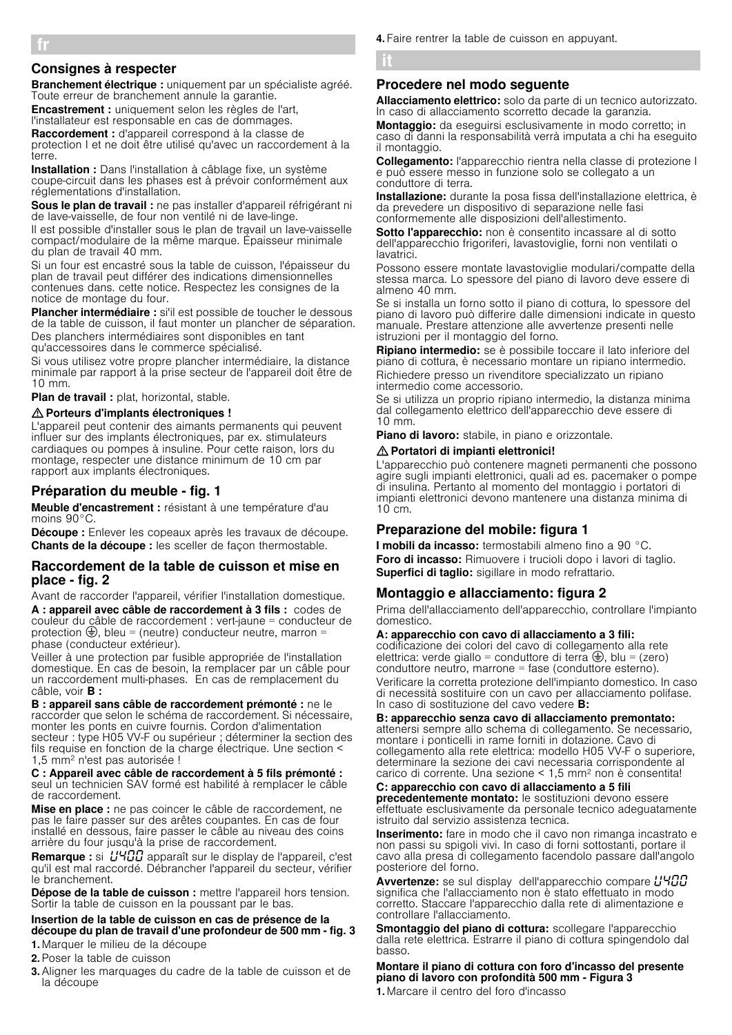## fr

### Consignes à respecter

**Branchement électrique :** uniquement par un spécialiste agréé. Toute erreur de branchement annule la garantie.

**Encastrement :** uniquement selon les règles de l'art, l'installateur est responsable en cas de dommages.

**Raccordement :** d'appareil correspond à la classe de protection I et ne doit être utilisé qu'avec un raccordement à la terre.

**Installation :** Dans l'installation à câblage fixe, un système coupe-circuit dans les phases est à prévoir conformément aux réglementations d'installation.

**Sous le plan de travail :** ne pas installer d'appareil réfrigérant ni de lave-vaisselle, de four non ventilé ni de lave-linge.

Il est possible d'installer sous le plan de travail un lave-vaisselle compact/modulaire de la même marque. Épaisseur minimale du plan de travail 40 mm.

Si un four est encastré sous la table de cuisson, l'épaisseur du plan de travail peut différer des indications dimensionnelles contenues dans. cette notice. Respectez les consignes de la notice de montage du four.

**Plancher intermédiaire :** si'il est possible de toucher le dessous de la table de cuisson, il faut monter un plancher de séparation.

Des planchers intermédiaires sont disponibles en tant qu'accessoires dans le commerce spécialisé.

Si vous utilisez votre propre plancher intermédiaire, la distance minimale par rapport à la prise secteur de l'appareil doit être de 10 mm.

**Plan de travail :** plat, horizontal, stable.

**⚠ Porteurs d'implants électroniques !**

L'appareil peut contenir des aimants permanents qui peuvent influer sur des implants électroniques, par ex. stimulateurs cardiaques ou pompes à insuline. Pour cette raison, lors du montage, respecter une distance minimum de 10 cm par rapport aux implants électroniques.

### Préparation du meuble - fig. 1

**Meuble d'encastrement :** résistant à une température d'au moins 90°C.

**Découpe :** Enlever les copeaux après les travaux de découpe.

**Chants de la découpe :** les sceller de façon thermostable.

### Raccordement de la table de cuisson et mise en place - fig. 2

Avant de raccorder l'appareil, vérifier l'installation domestique.

**A : appareil avec câble de raccordement à 3 fils :** codes de couleur du câble de raccordement : vert-jaune = conducteur de protection ⏚, bleu = (neutre) conducteur neutre, marron = phase (conducteur extérieur).

Veiller à une protection par fusible appropriée de l'installation domestique. En cas de besoin, la remplacer par un câble pour un raccordement multi-phases. En cas de remplacement du câble, voir **B :**

**B : appareil sans câble de raccordement prémonté :** ne le raccorder que selon le schéma de raccordement. Si nécessaire, monter les ponts en cuivre fournis. Cordon d'alimentation secteur : type H05 VV-F ou supérieur ; déterminer la section des fils requise en fonction de la charge électrique. Une section < 1,5 mm² n'est pas autorisée !

**C : Appareil avec câble de raccordement à 5 fils prémonté :** seul un technicien SAV formé est habilité à remplacer le câble de raccordement.

**Mise en place :** ne pas coincer le câble de raccordement, ne pas le faire passer sur des arêtes coupantes. En cas de four installé en dessous, faire passer le câble au niveau des coins arrière du four jusqu'à la prise de raccordement.

**Remarque :** si U400 apparaît sur le display de l'appareil, c'est qu'il est mal raccordé. Débrancher l'appareil du secteur, vérifier le branchement.

**Dépose de la table de cuisson :** mettre l'appareil hors tension. Sortir la table de cuisson en la poussant par le bas.

**Insertion de la table de cuisson en cas de présence de la découpe du plan de travail d'une profondeur de 500 mm - fig. 3**

1. Marquer le milieu de la découpe
2. Poser la table de cuisson
3. Aligner les marquages du cadre de la table de cuisson et de la découpe
4. Faire rentrer la table de cuisson en appuyant.

## it

### Procedere nel modo seguente

**Allacciamento elettrico:** solo da parte di un tecnico autorizzato. In caso di allacciamento scorretto decade la garanzia.

**Montaggio:** da eseguirsi esclusivamente in modo corretto; in caso di danni la responsabilità verrà imputata a chi ha eseguito il montaggio.

**Collegamento:** l'apparecchio rientra nella classe di protezione I e può essere messo in funzione solo se collegato a un conduttore di terra.

**Installazione:** durante la posa fissa dell'installazione elettrica, è da prevedere un dispositivo di separazione nelle fasi conformemente alle disposizioni dell'allestimento.

**Sotto l'apparecchio:** non è consentito incassare al di sotto dell'apparecchio frigoriferi, lavastoviglie, forni non ventilati o lavatrici.

Possono essere montate lavastoviglie modulari/compatte della stessa marca. Lo spessore del piano di lavoro deve essere di almeno 40 mm.

Se si installa un forno sotto il piano di cottura, lo spessore del piano di lavoro può differire dalle dimensioni indicate in questo manuale. Prestare attenzione alle avvertenze presenti nelle istruzioni per il montaggio del forno.

**Ripiano intermedio:** se è possibile toccare il lato inferiore del piano di cottura, è necessario montare un ripiano intermedio.

Richiedere presso un rivenditore specializzato un ripiano intermedio come accessorio.

Se si utilizza un proprio ripiano intermedio, la distanza minima dal collegamento elettrico dell'apparecchio deve essere di 10 mm.

**Piano di lavoro:** stabile, in piano e orizzontale.

**⚠ Portatori di impianti elettronici!**

L'apparecchio può contenere magneti permanenti che possono agire sugli impianti elettronici, quali ad es. pacemaker o pompe di insulina. Pertanto al momento del montaggio i portatori di impianti elettronici devono mantenere una distanza minima di 10 cm.

### Preparazione del mobile: figura 1

**I mobili da incasso:** termostabili almeno fino a 90 °C.

**Foro di incasso:** Rimuovere i trucioli dopo i lavori di taglio.

**Superfici di taglio:** sigillare in modo refrattario.

### Montaggio e allacciamento: figura 2

Prima dell'allacciamento dell'apparecchio, controllare l'impianto domestico.

**A: apparecchio con cavo di allacciamento a 3 fili:** codificazione dei colori del cavo di collegamento alla rete elettrica: verde giallo = conduttore di terra ⏚, blu = (zero) conduttore neutro, marrone = fase (conduttore esterno).

Verificare la corretta protezione dell'impianto domestico. In caso di necessità sostituire con un cavo per allacciamento polifase. In caso di sostituzione del cavo vedere **B:**

**B: apparecchio senza cavo di allacciamento premontato:** attenersi sempre allo schema di collegamento. Se necessario, montare i ponticelli in rame forniti in dotazione. Cavo di collegamento alla rete elettrica: modello H05 VV-F o superiore, determinare la sezione dei cavi necessaria corrispondente al carico di corrente. Una sezione < 1,5 mm² non è consentita!

**C: apparecchio con cavo di allacciamento a 5 fili precedentemente montato:** le sostituzioni devono essere effettuate esclusivamente da personale tecnico adeguatamente istruito dal servizio assistenza tecnica.

**Inserimento:** fare in modo che il cavo non rimanga incastrato e non passi su spigoli vivi. In caso di forni sottostanti, portare il cavo alla presa di collegamento facendolo passare dall'angolo posteriore del forno.

**Avvertenze:** se sul display dell'apparecchio compare U400 significa che l'allacciamento non è stato effettuato in modo corretto. Staccare l'apparecchio dalla rete di alimentazione e controllare l'allacciamento.

**Smontaggio del piano di cottura:** scollegare l'apparecchio dalla rete elettrica. Estrarre il piano di cottura spingendolo dal basso.

**Montare il piano di cottura con foro d'incasso del presente piano di lavoro con profondità 500 mm - Figura 3**

1. Marcare il centro del foro d'incasso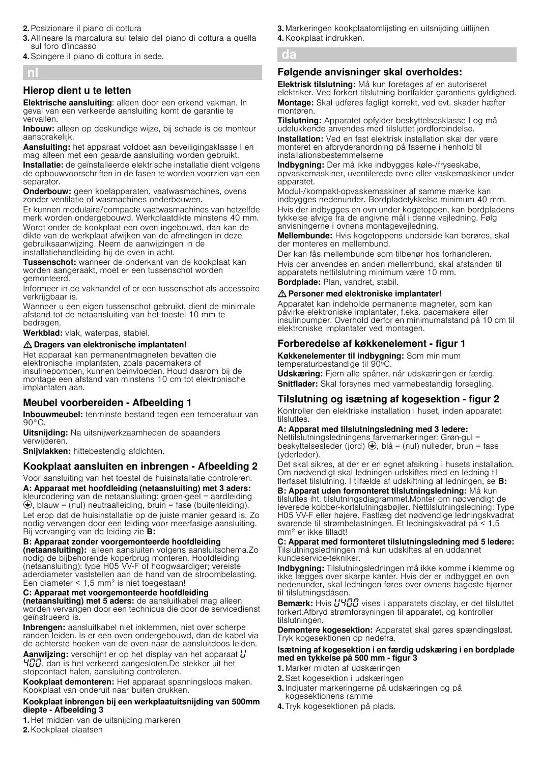2. Posizionare il piano di cottura
3. Allineare la marcatura sul telaio del piano di cottura a quella sul foro d'incasso
4. Spingere il piano di cottura in sede.

## nl

### Hierop dient u te letten

**Elektrische aansluiting**: alleen door een erkend vakman. In geval van een verkeerde aansluiting komt de garantie te vervallen.

**Inbouw:** alleen op deskundige wijze, bij schade is de monteur aansprakelijk.

**Aansluiting:** het apparaat voldoet aan beveiligingsklasse I en mag alleen met een geaarde aansluiting worden gebruikt.

**Installatie:** de geïnstalleerde elektrische installatie dient volgens de opbouwvoorschriften in de fasen te worden voorzien van een separator.

**Onderbouw:** geen koelapparaten, vaatwasmachines, ovens zonder ventilatie of wasmachines onderbouwen.

Er kunnen modulaire/compacte vaatwasmachines van hetzelfde merk worden ondergebouwd. Werkplaatdikte minstens 40 mm.

Wordt onder de kookplaat een oven ingebouwd, dan kan de dikte van de werkplaat afwijken van de afmetingen in deze gebruiksaanwijzing. Neem de aanwijzingen in de installatiehandleiding bij de oven in acht.

**Tussenschot:** wanneer de onderkant van de kookplaat kan worden aangeraakt, moet er een tussenschot worden gemonteerd.

Informeer in de vakhandel of er een tussenschot als accessoire verkrijgbaar is.

Wanneer u een eigen tussenschot gebruikt, dient de minimale afstand tot de netaansluiting van het toestel 10 mm te bedragen.

**Werkblad:** vlak, waterpas, stabiel.

**⚠ Dragers van elektronische implantaten!**

Het apparaat kan permanentmagneten bevatten die elektronische implantaten, zoals pacemakers of insulinepompen, kunnen beïnvloeden. Houd daarom bij de montage een afstand van minstens 10 cm tot elektronische implantaten aan.

### Meubel voorbereiden - Afbeelding 1

**Inbouwmeubel:** tenminste bestand tegen een temperatuur van 90°C.

**Uitsnijding:** Na uitsnijwerkzaamheden de spaanders verwijderen.

**Snijvlakken:** hittebestendig afdichten.

### Kookplaat aansluiten en inbrengen - Afbeelding 2

Voor aansluiting van het toestel de huisinstallatie controleren.

**A: Apparaat met hoofdleiding (netaansluiting) met 3 aders:** kleurcodering van de netaansluiting: groen-geel = aardleiding ⏚, blauw = (nul) neutraalleiding, bruin = fase (buitenleiding).

Let erop dat de huisinstallatie op de juiste manier geaard is. Zo nodig vervangen door een leiding voor meerfasige aansluiting. Bij vervanging van de leiding zie **B:**

**B: Apparaat zonder voorgemonteerde hoofdleiding (netaansluiting):** alleen aansluiten volgens aansluitschema.Zo nodig de bijbehorende koperbrug monteren. Hoofdleiding (netaansluiting): type H05 VV-F of hoogwaardiger; vereiste aderdiameter vaststellen aan de hand van de stroombelasting. Een diameter < 1,5 mm² is niet toegestaan!

**C: Apparaat met voorgemonteerde hoofdleiding (netaansluiting) met 5 aders:** de aansluitkabel mag alleen worden vervangen door een technicus die door de servicedienst geïnstrueerd is.

**Inbrengen:** aansluitkabel niet inklemmen, niet over scherpe randen leiden. Is er een oven ondergebouwd, dan de kabel via de achterste hoeken van de oven naar de aansluitdoos leiden.

**Aanwijzing:** verschijnt er op het display van het apparaat U 400, dan is het verkeerd aangesloten.De stekker uit het stopcontact halen, aansluiting controleren.

**Kookplaat demonteren:** Het apparaat spanningsloos maken. Kookplaat van onderuit naar buiten drukken.

**Kookplaat inbrengen bij een werkplaatuitsnijding van 500mm diepte - Afbeelding 3**

1. Het midden van de uitsnijding markeren
2. Kookplaat plaatsen
3. Markeringen kookplaatomlijsting en uitsnijding uitlijnen
4. Kookplaat indrukken.

## da

### Følgende anvisninger skal overholdes:

**Elektrisk tilslutning:** Må kun foretages af en autoriseret elektriker. Ved forkert tilslutning bortfalder garantiens gyldighed.

**Montage:** Skal udføres fagligt korrekt, ved evt. skader hæfter montøren.

**Tilslutning:** Apparatet opfylder beskyttelsesklasse I og må udelukkende anvendes med tilsluttet jordforbindelse.

**Installation:** Ved en fast elektrisk installation skal der være monteret en afbryderanordning på faserne i henhold til installationsbestemmelserne

**Indbygning:** Der må ikke indbygges køle-/fryseskabe, opvaskemaskiner, uventilerede ovne eller vaskemaskiner under apparatet.

Modul-/kompakt-opvaskemaskiner af samme mærke kan indbygges nedenunder. Bordpladetykkelse minimum 40 mm.

Hvis der indbygges en ovn under kogetoppen, kan bordpladens tykkelse afvige fra de angivne mål i denne vejledning. Følg anvisningerne i ovnens montagevejledning.

**Mellembunde:** Hvis kogetoppens underside kan berøres, skal der monteres en mellembund.

Der kan fås mellembunde som tilbehør hos forhandleren.

Hvis der anvendes en anden mellembund, skal afstanden til apparatets nettilslutning minimum være 10 mm.

**Bordplade:** Plan, vandret, stabil.

**⚠ Personer med elektroniske implantater!**

Apparatet kan indeholde permanente magneter, som kan påvirke elektroniske implantater, f.eks. pacemakere eller insulinpumper. Overhold derfor en minimumafstand på 10 cm til elektroniske implantater ved montagen.

### Forberedelse af køkkenelement - figur 1

**Køkkenelementer til indbygning:** Som minimum temperaturbestandige til 90°C.

**Udskæring:** Fjern alle spåner, når udskæringen er færdig.

**Snitflader:** Skal forsynes med varmebestandig forsegling.

### Tilslutning og isætning af kogesektion - figur 2

Kontroller den elektriske installation i huset, inden apparatet tilsluttes.

**A: Apparat med tilslutningsledning med 3 ledere:** Nettilslutningsledningens farvemarkeringer: Grøn-gul = beskyttelsesleder (jord) ⏚, blå = (nul) nulleder, brun = fase (yderleder).

Det skal sikres, at der er en egnet afsikring i husets installation. Om nødvendigt skal ledningen udskiftes med en ledning til flerfaset tilslutning. I tilfælde af udskiftning af ledningen, se **B:**

**B: Apparat uden formonteret tilslutningsledning:** Må kun tilsluttes iht. tilslutningsdiagrammet.Monter om nødvendigt de leverede kobber-kortslutningsbøjler. Nettilslutningsledning: Type H05 VV-F eller højere. Fastlæg det nødvendige ledningskvadrat svarende til strømbelastningen. Et ledningskvadrat på < 1,5 mm² er ikke tilladt!

**C: Apparat med formonteret tilslutningsledning med 5 ledere:** Tilslutningsledningen må kun udskiftes af en uddannet kundeservice-tekniker.

**Indbygning:** Tilslutningsledningen må ikke komme i klemme og ikke lægges over skarpe kanter. Hvis der er indbygget en ovn nedenunder, skal ledningen føres over ovnens bageste hjørner til tilslutningsdåsen.

**Bemærk:** Hvis U400 vises i apparatets display, er det tilsluttet forkert.Afbryd strømforsyningen til apparatet, og kontroller tilslutningen.

**Demontere kogesektion:** Apparatet skal gøres spændingsløst. Tryk kogesektionen op nedefra.

**Isætning af kogesektion i en færdig udskæring i en bordplade med en tykkelse på 500 mm - figur 3**

1. Marker midten af udskæringen
2. Sæt kogesektion i udskæringen
3. Indjuster markeringerne på udskæringen og på kogesektionens ramme
4. Tryk kogesektionen på plads.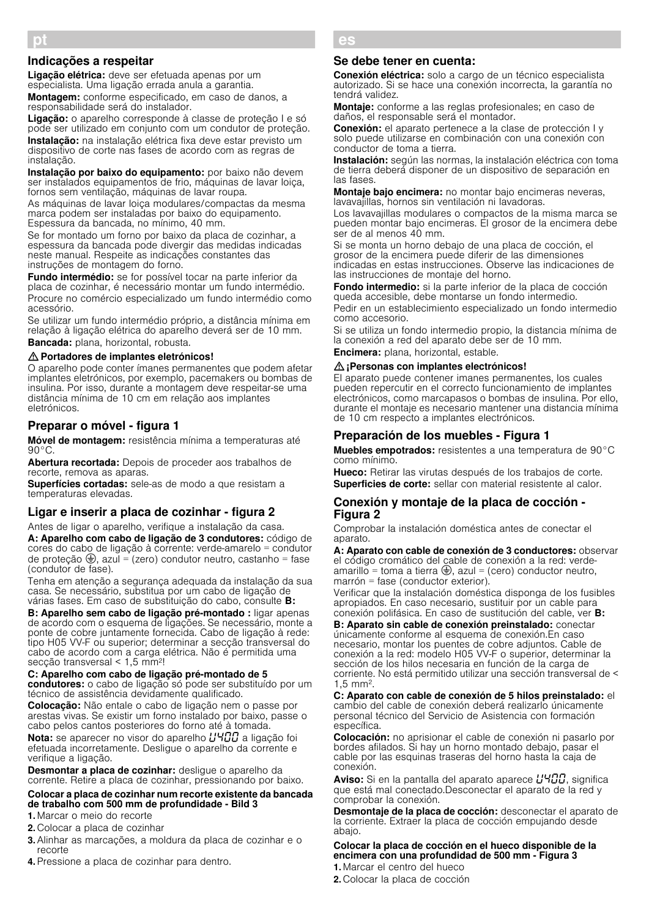## pt

### Indicações a respeitar

**Ligação elétrica:** deve ser efetuada apenas por um especialista. Uma ligação errada anula a garantia.

**Montagem:** conforme especificado, em caso de danos, a responsabilidade será do instalador.

**Ligação:** o aparelho corresponde à classe de proteção I e só pode ser utilizado em conjunto com um condutor de proteção.

**Instalação:** na instalação elétrica fixa deve estar previsto um dispositivo de corte nas fases de acordo com as regras de instalação.

**Instalação por baixo do equipamento:** por baixo não devem ser instalados equipamentos de frio, máquinas de lavar loiça, fornos sem ventilação, máquinas de lavar roupa.

As máquinas de lavar loiça modulares/compactas da mesma marca podem ser instaladas por baixo do equipamento. Espessura da bancada, no mínimo, 40 mm.

Se for montado um forno por baixo da placa de cozinhar, a espessura da bancada pode divergir das medidas indicadas neste manual. Respeite as indicações constantes das instruções de montagem do forno.

**Fundo intermédio:** se for possível tocar na parte inferior da placa de cozinhar, é necessário montar um fundo intermédio.

Procure no comércio especializado um fundo intermédio como acessório.

Se utilizar um fundo intermédio próprio, a distância mínima em relação à ligação elétrica do aparelho deverá ser de 10 mm.

**Bancada:** plana, horizontal, robusta.

**⚠ Portadores de implantes eletrónicos!**

O aparelho pode conter ímanes permanentes que podem afetar implantes eletrónicos, por exemplo, pacemakers ou bombas de insulina. Por isso, durante a montagem deve respeitar-se uma distância mínima de 10 cm em relação aos implantes eletrónicos.

### Preparar o móvel - figura 1

**Móvel de montagem:** resistência mínima a temperaturas até 90°C.

**Abertura recortada:** Depois de proceder aos trabalhos de recorte, remova as aparas.

**Superfícies cortadas:** sele-as de modo a que resistam a temperaturas elevadas.

### Ligar e inserir a placa de cozinhar - figura 2

Antes de ligar o aparelho, verifique a instalação da casa.

**A: Aparelho com cabo de ligação de 3 condutores:** código de cores do cabo de ligação à corrente: verde-amarelo = condutor de proteção ⏚, azul = (zero) condutor neutro, castanho = fase (condutor de fase).

Tenha em atenção a segurança adequada da instalação da sua casa. Se necessário, substitua por um cabo de ligação de várias fases. Em caso de substituição do cabo, consulte **B:**

**B: Aparelho sem cabo de ligação pré-montado :** ligar apenas de acordo com o esquema de ligações. Se necessário, monte a ponte de cobre juntamente fornecida. Cabo de ligação à rede: tipo H05 VV-F ou superior; determinar a secção transversal do cabo de acordo com a carga elétrica. Não é permitida uma secção transversal < 1,5 mm²!

**C: Aparelho com cabo de ligação pré-montado de 5 condutores:** o cabo de ligação só pode ser substituído por um técnico de assistência devidamente qualificado.

**Colocação:** Não entale o cabo de ligação nem o passe por arestas vivas. Se existir um forno instalado por baixo, passe o cabo pelos cantos posteriores do forno até à tomada.

**Nota:** se aparecer no visor do aparelho U400 a ligação foi efetuada incorretamente. Desligue o aparelho da corrente e verifique a ligação.

**Desmontar a placa de cozinhar:** desligue o aparelho da corrente. Retire a placa de cozinhar, pressionando por baixo.

**Colocar a placa de cozinhar num recorte existente da bancada de trabalho com 500 mm de profundidade - Bild 3**

1. Marcar o meio do recorte
2. Colocar a placa de cozinhar
3. Alinhar as marcações, a moldura da placa de cozinhar e o recorte
4. Pressione a placa de cozinhar para dentro.

## es

### Se debe tener en cuenta:

**Conexión eléctrica:** solo a cargo de un técnico especialista autorizado. Si se hace una conexión incorrecta, la garantía no tendrá validez.

**Montaje:** conforme a las reglas profesionales; en caso de daños, el responsable será el montador.

**Conexión:** el aparato pertenece a la clase de protección I y solo puede utilizarse en combinación con una conexión con conductor de toma a tierra.

**Instalación:** según las normas, la instalación eléctrica con toma de tierra deberá disponer de un dispositivo de separación en las fases.

**Montaje bajo encimera:** no montar bajo encimeras neveras, lavavajillas, hornos sin ventilación ni lavadoras.

Los lavavajillas modulares o compactos de la misma marca se pueden montar bajo encimeras. El grosor de la encimera debe ser de al menos 40 mm.

Si se monta un horno debajo de una placa de cocción, el grosor de la encimera puede diferir de las dimensiones indicadas en estas instrucciones. Observe las indicaciones de las instrucciones de montaje del horno.

**Fondo intermedio:** si la parte inferior de la placa de cocción queda accesible, debe montarse un fondo intermedio.

Pedir en un establecimiento especializado un fondo intermedio como accesorio.

Si se utiliza un fondo intermedio propio, la distancia mínima de la conexión a red del aparato debe ser de 10 mm.

**Encimera:** plana, horizontal, estable.

**⚠ ¡Personas con implantes electrónicos!**

El aparato puede contener imanes permanentes, los cuales pueden repercutir en el correcto funcionamiento de implantes electrónicos, como marcapasos o bombas de insulina. Por ello, durante el montaje es necesario mantener una distancia mínima de 10 cm respecto a implantes electrónicos.

### Preparación de los muebles - Figura 1

**Muebles empotrados:** resistentes a una temperatura de 90°C como mínimo.

**Hueco:** Retirar las virutas después de los trabajos de corte.

**Superficies de corte:** sellar con material resistente al calor.

### Conexión y montaje de la placa de cocción - Figura 2

Comprobar la instalación doméstica antes de conectar el aparato.

**A: Aparato con cable de conexión de 3 conductores:** observar el código cromático del cable de conexión a la red: verde-amarillo = toma a tierra ⏚, azul = (cero) conductor neutro, marrón = fase (conductor exterior).

Verificar que la instalación doméstica disponga de los fusibles apropiados. En caso necesario, sustituir por un cable para conexión polifásica. En caso de sustitución del cable, ver **B:**

**B: Aparato sin cable de conexión preinstalado:** conectar únicamente conforme al esquema de conexión.En caso necesario, montar los puentes de cobre adjuntos. Cable de conexión a la red: modelo H05 VV-F o superior, determinar la sección de los hilos necesaria en función de la carga de corriente. No está permitido utilizar una sección transversal de < 1,5 mm².

**C: Aparato con cable de conexión de 5 hilos preinstalado:** el cambio del cable de conexión deberá realizarlo únicamente personal técnico del Servicio de Asistencia con formación específica.

**Colocación:** no aprisionar el cable de conexión ni pasarlo por bordes afilados. Si hay un horno montado debajo, pasar el cable por las esquinas traseras del horno hasta la caja de conexión.

**Aviso:** Si en la pantalla del aparato aparece U400, significa que está mal conectado.Desconectar el aparato de la red y comprobar la conexión.

**Desmontaje de la placa de cocción:** desconectar el aparato de la corriente. Extraer la placa de cocción empujando desde abajo.

**Colocar la placa de cocción en el hueco disponible de la encimera con una profundidad de 500 mm - Figura 3**

1. Marcar el centro del hueco
2. Colocar la placa de cocción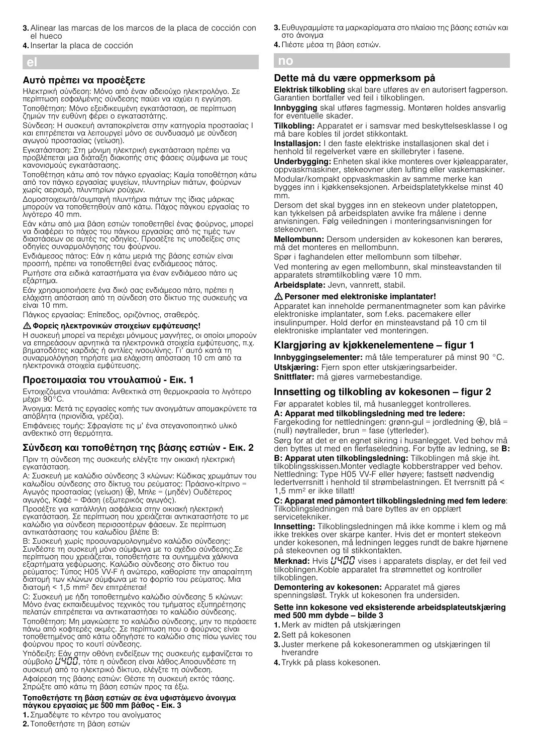3. Alinear las marcas de los marcos de la placa de cocción con el hueco
4. Insertar la placa de cocción

## el

### Αυτό πρέπει να προσέξετε

Ηλεκτρική σύνδεση: Μόνο από έναν αδειούχο ηλεκτρολόγο. Σε περίπτωση εσφαλμένης σύνδεσης παύει να ισχύει η εγγύηση.

Τοποθέτηση: Μόνο εξειδικευμένη εγκατάσταση, σε περίπτωση ζημιών την ευθύνη φέρει ο εγκαταστάτης.

Σύνδεση: Η συσκευή ανταποκρίνεται στην κατηγορία προστασίας I και επιτρέπεται να λειτουργεί μόνο σε συνδυασμό με σύνδεση αγωγού προστασίας (γείωση).

Εγκατάσταση: Στη μόνιμη ηλεκτρική εγκατάσταση πρέπει να προβλέπεται μια διάταξη διακοπής στις φάσεις σύμφωνα με τους κανονισμούς εγκατάστασης.

Τοποθέτηση κάτω από τον πάγκο εργασίας: Καμία τοποθέτηση κάτω από τον πάγκο εργασίας ψυγείων, πλυντηρίων πιάτων, φούρνων χωρίς αερισμό, πλυντηρίων ρούχων.

Δομοστοιχειωτά/συμπαγή πλυντήρια πιάτων της ίδιας μάρκας μπορούν να τοποθετηθούν από κάτω. Πάχος πάγκου εργασίας το λιγότερο 40 mm.

Εάν κάτω από μια βάση εστιών τοποθετηθεί ένας φούρνος, μπορεί να διαφέρει το πάχος του πάγκου εργασίας από τις τιμές των διαστάσεων σε αυτές τις οδηγίες. Προσέξτε τις υποδείξεις στις οδηγίες συναρμολόγησης του φούρνου.

Ενδιάμεσος πάτος: Εάν η κάτω μεριά της βάσης εστιών είναι προσιτή, πρέπει να τοποθετηθεί ένας ενδιάμεσος πάτος.

Ρωτήστε στα ειδικά καταστήματα για έναν ενδιάμεσο πάτο ως εξάρτημα.

Εάν χρησιμοποιήσετε ένα δικό σας ενδιάμεσο πάτο, πρέπει η ελάχιστη απόσταση από τη σύνδεση στο δίκτυο της συσκευής να είναι 10 mm.

Πάγκος εργασίας: Επίπεδος, οριζόντιος, σταθερός.

**⚠ Φορείς ηλεκτρονικών στοιχείων εμφύτευσης!**

Η συσκευή μπορεί να περιέχει μόνιμους μαγνήτες, οι οποίοι μπορούν να επηρεάσουν αρνητικά τα ηλεκτρονικά στοιχεία εμφύτευσης, π.χ. βηματοδότες καρδιάς ή αντλίες ινσουλίνης. Γι' αυτό κατά τη συναρμολόγηση τηρήστε μια ελάχιστη απόσταση 10 cm από τα ηλεκτρονικά στοιχεία εμφύτευσης.

### Προετοιμασία του ντουλαπιού - Εικ. 1

Εντοιχιζόμενα ντουλάπια: Ανθεκτικά στη θερμοκρασία το λιγότερο μέχρι 90°C.

Άνοιγμα: Μετά τις εργασίες κοπής των ανοιγμάτων απομακρύνετε τα απόβλητα (πριονίδια, γρέζια).

Επιφάνειες τομής: Σφραγίστε τις μ' ένα στεγανοποιητικό υλικό ανθεκτικό στη θερμότητα.

### Σύνδεση και τοποθέτηση της βάσης εστιών - Εικ. 2

Πριν τη σύνδεση της συσκευής ελέγξτε την οικιακή ηλεκτρική εγκατάσταση.

A: Συσκευή με καλώδιο σύνδεσης 3 κλώνων: Κώδικας χρωμάτων του καλωδίου σύνδεσης στο δίκτυο του ρεύματος: Πράσινο-κίτρινο = Αγωγός προστασίας (γείωση) ⏚, Μπλε = (μηδέν) Ουδέτερος αγωγός, Καφέ = Φάση (εξωτερικός αγωγός).

Προσέξτε για κατάλληλη ασφάλεια στην οικιακή ηλεκτρική εγκατάσταση. Σε περίπτωση που χρειάζεται αντικαταστήστε το με καλώδιο για σύνδεση περισσοτέρων φάσεων. Σε περίπτωση αντικατάστασης του καλωδίου βλέπε B:

B: Συσκευή χωρίς προσυναρμολογημένο καλώδιο σύνδεσης: Συνδέστε τη συσκευή μόνο σύμφωνα με το σχέδιο σύνδεσης.Σε περίπτωση που χρειάζεται, τοποθετήστε τα συνημμένα χάλκινα εξαρτήματα γεφύρωσης. Καλώδιο σύνδεσης στο δίκτυο του ρεύματος: Τύπος H05 VV-F ή ανώτερο, καθορίστε την απαραίτητη διατομή των κλώνων σύμφωνα με το φορτίο του ρεύματος. Μια διατομή < 1,5 mm² δεν επιτρέπεται!

C: Συσκευή με ήδη τοποθετημένο καλώδιο σύνδεσης 5 κλώνων: Μόνο ένας εκπαιδευμένος τεχνικός του τμήματος εξυπηρέτησης πελατών επιτρέπεται να αντικαταστήσει το καλώδιο σύνδεσης.

Τοποθέτηση: Μη μαγκώσετε το καλώδιο σύνδεσης, μην το περάσετε πάνω από κοφτερές ακμές. Σε περίπτωση που ο φούρνος είναι τοποθετημένος από κάτω οδηγήστε το καλώδιο στις πίσω γωνίες του φούρνου προς το κουτί σύνδεσης.

Υπόδειξη: Εάν στην οθόνη ενδείξεων της συσκευής εμφανίζεται το σύμβολο U400, τότε η σύνδεση είναι λάθος.Αποσυνδέστε τη συσκευή από το ηλεκτρικό δίκτυο, ελέγξτε τη σύνδεση.

Αφαίρεση της βάσης εστιών: Θέστε τη συσκευή εκτός τάσης. Σπρώξτε από κάτω τη βάση εστιών προς τα έξω.

**Τοποθετήστε τη βάση εστιών σε ένα υφιστάμενο άνοιγμα πάγκου εργασίας με 500 mm βάθος - Εικ. 3**

1. Σημαδέψτε το κέντρο του ανοίγματος
2. Τοποθετήστε τη βάση εστιών
3. Ευθυγραμμίστε τα μαρκαρίσματα στο πλαίσιο της βάσης εστιών και στο άνοιγμα
4. Πιέστε μέσα τη βάση εστιών.

## no

### Dette må du være oppmerksom på

**Elektrisk tilkobling** skal bare utføres av en autorisert fagperson. Garantien bortfaller ved feil i tilkoblingen.

**Innbygging** skal utføres fagmessig. Montøren holdes ansvarlig for eventuelle skader.

**Tilkobling:** Apparatet er i samsvar med beskyttelsesklasse I og må bare kobles til jordet stikkontakt.

**Installasjon:** I den faste elektriske installasjonen skal det i henhold til regelverket være en skillebryter i fasene.

**Underbygging:** Enheten skal ikke monteres over kjøleapparater, oppvaskmaskiner, stekeovner uten lufting eller vaskemaskiner.

Modular/kompakt oppvaskmaskin av samme merke kan bygges inn i kjøkkenseksjonen. Arbeidsplatetykkelse minst 40 mm.

Dersom det skal bygges inn en stekeovn under platetoppen, kan tykkelsen på arbeidsplaten avvike fra målene i denne anvisningen. Følg veiledningen i monteringsanvisningen for stekeovnen.

**Mellombunn:** Dersom undersiden av kokesonen kan berøres, må det monteres en mellombunn.

Spør i faghandelen etter mellombunn som tilbehør.

Ved montering av egen mellombunn, skal minsteavstanden til apparatets strømtilkobling være 10 mm.

**Arbeidsplate:** Jevn, vannrett, stabil.

**⚠ Personer med elektroniske implantater!**

Apparatet kan inneholde permanentmagneter som kan påvirke elektroniske implantater, som f.eks. pacemakere eller insulinpumper. Hold derfor en minsteavstand på 10 cm til elektroniske implantater ved monteringen.

### Klargjøring av kjøkkenelementene – figur 1

**Innbyggingselementer:** må tåle temperaturer på minst 90 °C.

**Utskjæring:** Fjern spon etter utskjæringsarbeider.

**Snittflater:** må gjøres varmebestandige.

### Innsetting og tilkobling av kokesonen – figur 2

Før apparatet kobles til, må husanlegget kontrolleres.

**A: Apparat med tilkoblingsledning med tre ledere:** Fargekoding for nettledningen: grønn-gul = jordledning ⏚, blå = (null) nøytralleder, brun = fase (ytterleder).

Sørg for at det er en egnet sikring i husanlegget. Ved behov må den byttes ut med en flerfaseledning. For bytte av ledning, se **B:**

**B: Apparat uten tilkoblingsledning:** Tilkoblingen må skje iht. tilkoblingsskissen.Monter vedlagte kobberstrapper ved behov. Nettledning: Type H05 VV-F eller høyere; fastsett nødvendig ledertverrsnitt i henhold til strømbelastningen. Et tverrsnitt på < 1,5 mm² er ikke tillatt!

**C: Apparat med påmontert tilkoblingsledning med fem ledere**: Tilkoblingsledningen må bare byttes av en opplært servicetekniker.

**Innsetting:** Tilkoblingsledningen må ikke komme i klem og må ikke trekkes over skarpe kanter. Hvis det er montert stekeovn under kokesonen, må ledningen legges rundt de bakre hjørnene på stekeovnen og til stikkontakten.

**Merknad:** Hvis U400 vises i apparatets display, er det feil ved tilkoblingen.Koble apparatet fra strømnettet og kontroller tilkoblingen.

**Demontering av kokesonen:** Apparatet må gjøres spenningsløst. Trykk ut kokesonen fra undersiden.

**Sette inn kokesone ved eksisterende arbeidsplateutskjæring med 500 mm dybde – bilde 3**

1. Merk av midten på utskjæringen
2. Sett på kokesonen
3. Juster merkene på kokesonerammen og utskjæringen til hverandre
4. Trykk på plass kokesonen.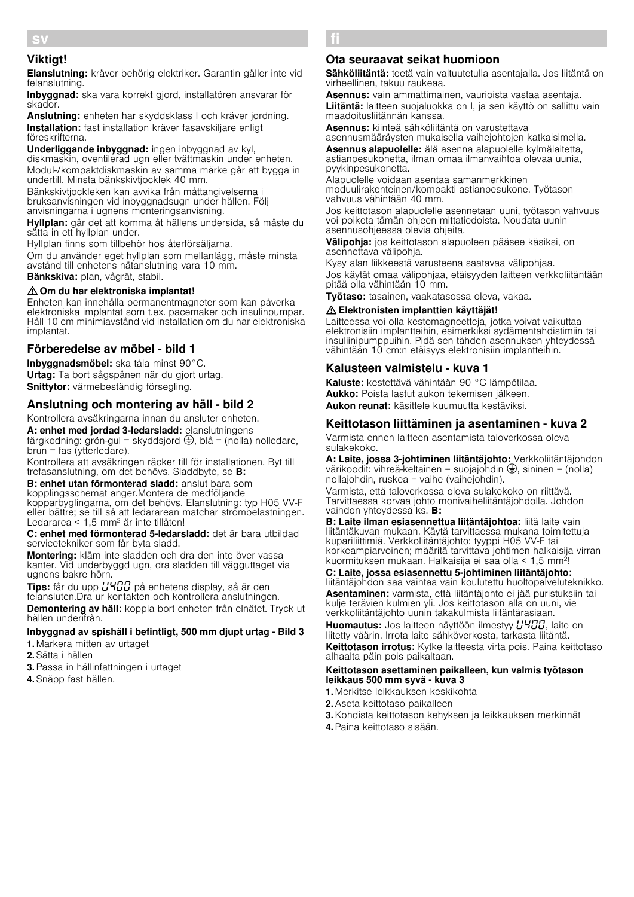# sv

## Viktigt!

**Elanslutning:** kräver behörig elektriker. Garantin gäller inte vid felanslutning.

**Inbyggnad:** ska vara korrekt gjord, installatören ansvarar för skador.

**Anslutning:** enheten har skyddsklass I och kräver jordning.

**Installation:** fast installation kräver fasavskiljare enligt föreskrifterna.

**Underliggande inbyggnad:** ingen inbyggnad av kyl, diskmaskin, oventilerad ugn eller tvättmaskin under enheten.

Modul-/kompaktdiskmaskin av samma märke går att bygga in undertill. Minsta bänkskivtjocklek 40 mm.

Bänkskivtjockleken kan avvika från måttangivelserna i bruksanvisningen vid inbyggnadsugn under hällen. Följ anvisningarna i ugnens monteringsanvisning.

**Hyllplan:** går det att komma åt hällens undersida, så måste du sätta in ett hyllplan under.

Hyllplan finns som tillbehör hos återförsäljarna.

Om du använder eget hyllplan som mellanlägg, måste minsta avstånd till enhetens nätanslutning vara 10 mm.

**Bänkskiva:** plan, vågrät, stabil.

**⚠ Om du har elektroniska implantat!**

Enheten kan innehålla permanentmagneter som kan påverka elektroniska implantat som t.ex. pacemaker och insulinpumpar. Håll 10 cm minimiavstånd vid installation om du har elektroniska implantat.

## Förberedelse av möbel - bild 1

**Inbyggnadsmöbel:** ska tåla minst 90°C.

**Urtag:** Ta bort sågspånen när du gjort urtag.

**Snittytor:** värmebeständig försegling.

## Anslutning och montering av häll - bild 2

Kontrollera avsäkringarna innan du ansluter enheten.

**A: enhet med jordad 3-ledarsladd:** elanslutningens färgkodning: grön-gul = skyddsjord ⏚, blå = (nolla) nolledare, brun = fas (ytterledare).

Kontrollera att avsäkringen räcker till för installationen. Byt till trefasanslutning, om det behövs. Sladdbyte, se **B:**

**B: enhet utan förmonterad sladd:** anslut bara som kopplingsschemat anger.Montera de medföljande kopparbyglingarna, om det behövs. Elanslutning: typ H05 VV-F eller bättre; se till så att ledararean matchar strömbelastningen. Ledararea < 1,5 mm² är inte tillåten!

**C: enhet med förmonterad 5-ledarsladd:** det är bara utbildad servicetekniker som får byta sladd.

**Montering:** kläm inte sladden och dra den inte över vassa kanter. Vid underbyggd ugn, dra sladden till vägguttaget via ugnens bakre hörn.

**Tips:** får du upp U400 på enhetens display, så är den felansluten.Dra ur kontakten och kontrollera anslutningen.

**Demontering av häll:** koppla bort enheten från elnätet. Tryck ut hällen underifrån.

### Inbyggnad av spishäll i befintligt, 500 mm djupt urtag - Bild 3

1. Markera mitten av urtaget
2. Sätta i hällen
3. Passa in hällinfattningen i urtaget
4. Snäpp fast hällen.

# fi

## Ota seuraavat seikat huomioon

**Sähköliitäntä:** teetä vain valtuutetulla asentajalla. Jos liitäntä on virheellinen, takuu raukeaa.

**Asennus:** vain ammattimainen, vaurioista vastaa asentaja.

**Liitäntä:** laitteen suojaluokka on I, ja sen käyttö on sallittu vain maadoitusliitännän kanssa.

**Asennus:** kiinteä sähköliitäntä on varustettava asennusmääräysten mukaisella vaihejohtojen katkaisimella.

**Asennus alapuolelle:** älä asenna alapuolelle kylmälaitetta, astianpesukonetta, ilman omaa ilmanvaihtoa olevaa uunia, pyykinpesukonetta.

Alapuolelle voidaan asentaa samanmerkkinen moduulirakenteinen/kompakti astianpesukone. Työtason vahvuus vähintään 40 mm.

Jos keittotason alapuolelle asennetaan uuni, työtason vahvuus voi poiketa tämän ohjeen mittatiedoista. Noudata uunin asennusohjeessa olevia ohjeita.

**Välipohja:** jos keittotason alapuoleen pääsee käsiksi, on asennettava välipohja.

Kysy alan liikkeestä varusteena saatavaa välipohjaa.

Jos käytät omaa välipohjaa, etäisyyden laitteen verkkoliitäntään pitää olla vähintään 10 mm.

**Työtaso:** tasainen, vaakatasossa oleva, vakaa.

**⚠ Elektronisten implanttien käyttäjät!**

Laitteessa voi olla kestomagneetteja, jotka voivat vaikuttaa elektronisiin implantteihin, esimerkiksi sydämentahdistimiin tai insuliinipumppuihin. Pidä sen tähden asennuksen yhteydessä vähintään 10 cm:n etäisyys elektronisiin implantteihin.

## Kalusteen valmistelu - kuva 1

**Kaluste:** kestettävä vähintään 90 °C lämpötilaa.

**Aukko:** Poista lastut aukon tekemisen jälkeen.

**Aukon reunat:** käsittele kuumuutta kestäviksi.

## Keittotason liittäminen ja asentaminen - kuva 2

Varmista ennen laitteen asentamista taloverkossa oleva sulakekoko.

**A: Laite, jossa 3-johtiminen liitäntäjohto:** Verkkoliitäntäjohdon värikoodit: vihreä-keltainen = suojajohdin ⏚, sininen = (nolla) nollajohdin, ruskea = vaihe (vaihejohdin).

Varmista, että taloverkossa oleva sulakekoko on riittävä. Tarvittaessa korvaa johto monivaiheliitäntäjohdolla. Johdon vaihdon yhteydessä ks. **B:**

**B: Laite ilman esiasennettua liitäntäjohtoa:** liitä laite vain liitäntäkuvan mukaan. Käytä tarvittaessa mukana toimitettuja kupariliittimiä. Verkkoliitäntäjohto: tyyppi H05 VV-F tai korkeampiarvoinen; määritä tarvittava johtimen halkaisija virran kuormituksen mukaan. Halkaisija ei saa olla < 1,5 mm²!

**C: Laite, jossa esiasennettu 5-johtiminen liitäntäjohto:** liitäntäjohdon saa vaihtaa vain koulutettu huoltopalveluteknikko.

**Asentaminen:** varmista, että liitäntäjohto ei jää puristuksiin tai kulje terävien kulmien yli. Jos keittotason alla on uuni, vie verkkoliitäntäjohto uunin takakulmista liitäntärasiaan.

**Huomautus:** Jos laitteen näyttöön ilmestyy U400, laite on liitetty väärin. Irrota laite sähköverkosta, tarkasta liitäntä.

**Keittotason irrotus:** Kytke laitteesta virta pois. Paina keittotaso alhaalta päin pois paikaltaan.

### Keittotason asettaminen paikalleen, kun valmis työtason leikkaus 500 mm syvä - kuva 3

1. Merkitse leikkauksen keskikohta
2. Aseta keittotaso paikalleen
3. Kohdista keittotason kehyksen ja leikkauksen merkinnät
4. Paina keittotaso sisään.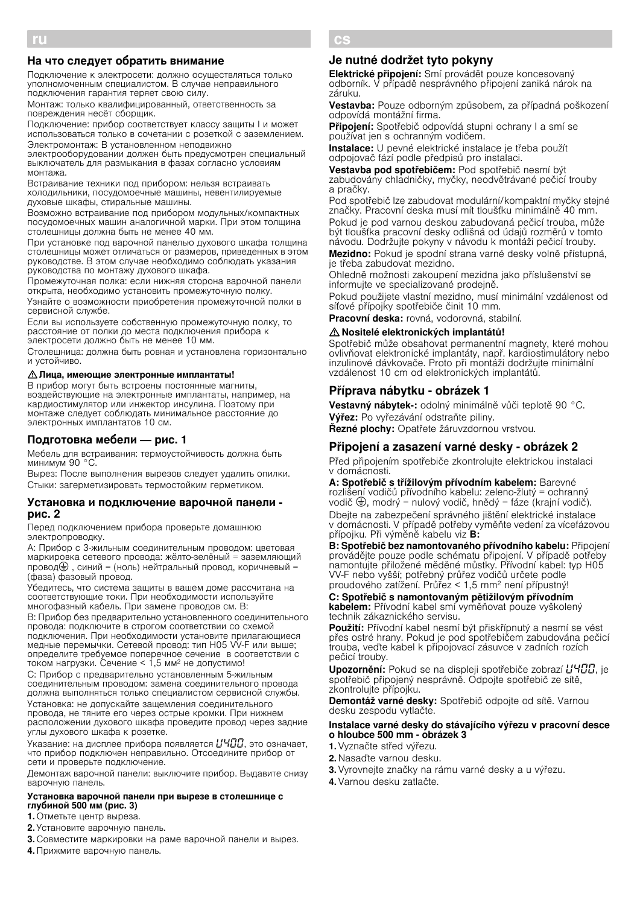## ru

### На что следует обратить внимание

Подключение к электросети: должно осуществляться только уполномоченным специалистом. В случае неправильного подключения гарантия теряет свою силу.

Монтаж: только квалифицированный, ответственность за повреждения несёт сборщик.

Подключение: прибор соответствует классу защиты I и может использоваться только в сочетании с розеткой с заземлением.

Электромонтаж: В установленном неподвижно электрооборудовании должен быть предусмотрен специальный выключатель для размыкания в фазах согласно условиям монтажа.

Встраивание техники под прибором: нельзя встраивать холодильники, посудомоечные машины, невентилируемые духовые шкафы, стиральные машины.

Возможно встраивание под прибором модульных/компактных посудомоечных машин аналогичной марки. При этом толщина столешницы должна быть не менее 40 мм.

При установке под варочной панелью духового шкафа толщина столешницы может отличаться от размеров, приведенных в этом руководстве. В этом случае необходимо соблюдать указания руководства по монтажу духового шкафа.

Промежуточная полка: если нижняя сторона варочной панели открыта, необходимо установить промежуточную полку.

Узнайте о возможности приобретения промежуточной полки в сервисной службе.

Если вы используете собственную промежуточную полку, то расстояние от полки до места подключения прибора к электросети должно быть не менее 10 мм.

Столешница: должна быть ровная и установлена горизонтально и устойчиво.

**⚠ Лица, имеющие электронные импланты!**

В прибор могут быть встроены постоянные магниты, воздействующие на электронные импланты, например, на кардиостимулятор или инжектор инсулина. Поэтому при монтаже следует соблюдать минимальное расстояние до электронных имплантов 10 см.

### Подготовка мебели — рис. 1

Мебель для встраивания: термоустойчивость должна быть минимум 90 °C.

Вырез: После выполнения вырезов следует удалить опилки.

Стыки: загерметизировать термостойким герметиком.

### Установка и подключение варочной панели - рис. 2

Перед подключением прибора проверьте домашнюю электропроводку.

А: Прибор с 3-жильным соединительным проводом: цветовая маркировка сетевого провода: жёлто-зелёный = заземляющий провод ⏚, синий = (ноль) нейтральный провод, коричневый = (фаза) фазовый провод.

Убедитесь, что система защиты в вашем доме рассчитана на соответствующие токи. При необходимости используйте многофазный кабель. При замене проводов см. B:

B: Прибор без предварительно установленного соединительного провода: подключите в строгом соответствии со схемой подключения. При необходимости установите прилагающиеся медные перемычки. Сетевой провод: тип H05 VV-F или выше; определите требуемое поперечное сечение в соответствии с током нагрузки. Сечение < 1,5 мм² не допустимо!

C: Прибор с предварительно установленным 5-жильным соединительным проводом: замена соединительного провода должна выполняться только специалистом сервисной службы.

Установка: не допускайте защемления соединительного провода, не тяните его через острые кромки. При нижнем расположении духового шкафа проведите провод через задние углы духового шкафа к розетке.

Указание: на дисплее прибора появляется U400, это означает, что прибор подключен неправильно. Отсоедините прибор от сети и проверьте подключение.

Демонтаж варочной панели: выключите прибор. Выдавите снизу варочную панель.

**Установка варочной панели при вырезе в столешнице с глубиной 500 мм (рис. 3)**

1. Отметьте центр выреза.
2. Установите варочную панель.
3. Совместите маркировки на раме варочной панели и вырез.
4. Прижмите варочную панель.

## cs

### Je nutné dodržet tyto pokyny

**Elektrické připojení:** Smí provádět pouze koncesovaný odborník. V případě nesprávného připojení zaniká nárok na záruku.

**Vestavba:** Pouze odborným způsobem, za případná poškození odpovídá montážní firma.

**Připojení:** Spotřebič odpovídá stupni ochrany I a smí se používat jen s ochranným vodičem.

**Instalace:** U pevné elektrické instalace je třeba použít odpojovač fází podle předpisů pro instalaci.

**Vestavba pod spotřebičem:** Pod spotřebič nesmí být zabudovány chladničky, myčky, neodvětrávané pečicí trouby a pračky.

Pod spotřebič lze zabudovat modulární/kompaktní myčky stejné značky. Pracovní deska musí mít tloušťku minimálně 40 mm.

Pokud je pod varnou deskou zabudovaná pečicí trouba, může být tloušťka pracovní desky odlišná od údajů rozměrů v tomto návodu. Dodržujte pokyny v návodu k montáži pečicí trouby.

**Mezidno:** Pokud je spodní strana varné desky volně přístupná, je třeba zabudovat mezidno.

Ohledně možnosti zakoupení mezidna jako příslušenství se informujte ve specializované prodejně.

Pokud použijete vlastní mezidno, musí minimální vzdálenost od síťové přípojky spotřebiče činit 10 mm.

**Pracovní deska:** rovná, vodorovná, stabilní.

**⚠ Nositelé elektronických implantátů!**

Spotřebič může obsahovat permanentní magnety, které mohou ovlivňovat elektronické implantáty, např. kardiostimulátory nebo inzulinové dávkovače. Proto při montáži dodržujte minimální vzdálenost 10 cm od elektronických implantátů.

### Příprava nábytku - obrázek 1

**Vestavný nábytek-:** odolný minimálně vůči teplotě 90 °C.

**Výřez:** Po vyřezávání odstraňte piliny.

**Řezné plochy:** Opatřete žáruvzdornou vrstvou.

### Připojení a zasazení varné desky - obrázek 2

Před připojením spotřebiče zkontrolujte elektrickou instalaci v domácnosti.

**A: Spotřebič s třížilovým přívodním kabelem:** Barevné rozlišení vodičů přívodního kabelu: zeleno-žlutý = ochranný vodič ⏚, modrý = nulový vodič, hnědý = fáze (krajní vodič).

Dbejte na zabezpečení správného jištění elektrické instalace v domácnosti. V případě potřeby vyměňte vedení za vícefázovou přípojku. Při výměně kabelu viz **B:**

**B: Spotřebič bez namontovaného přívodního kabelu:** Připojení provádějte pouze podle schématu připojení. V případě potřeby namontujte přiložené měděné můstky. Přívodní kabel: typ H05 VV-F nebo vyšší; potřebný průřez vodičů určete podle proudového zatížení. Průřez < 1,5 mm² není přípustný!

**C: Spotřebič s namontovaným pětižilovým přívodním kabelem:** Přívodní kabel smí vyměňovat pouze vyškolený technik zákaznického servisu.

**Použití:** Přívodní kabel nesmí být přiskřípnutý a nesmí se vést přes ostré hrany. Pokud je pod spotřebičem zabudována pečicí trouba, veďte kabel k připojovací zásuvce v zadních rozích pečicí trouby.

**Upozornění:** Pokud se na displeji spotřebiče zobrazí U400, je spotřebič připojený nesprávně. Odpojte spotřebič ze sítě, zkontrolujte přípojku.

**Demontáž varné desky:** Spotřebič odpojte od sítě. Varnou desku zespodu vytlačte.

**Instalace varné desky do stávajícího výřezu v pracovní desce o hloubce 500 mm - obrázek 3**

1. Vyznačte střed výřezu.
2. Nasaďte varnou desku.
3. Vyrovnejte značky na rámu varné desky a u výřezu.
4. Varnou desku zatlačte.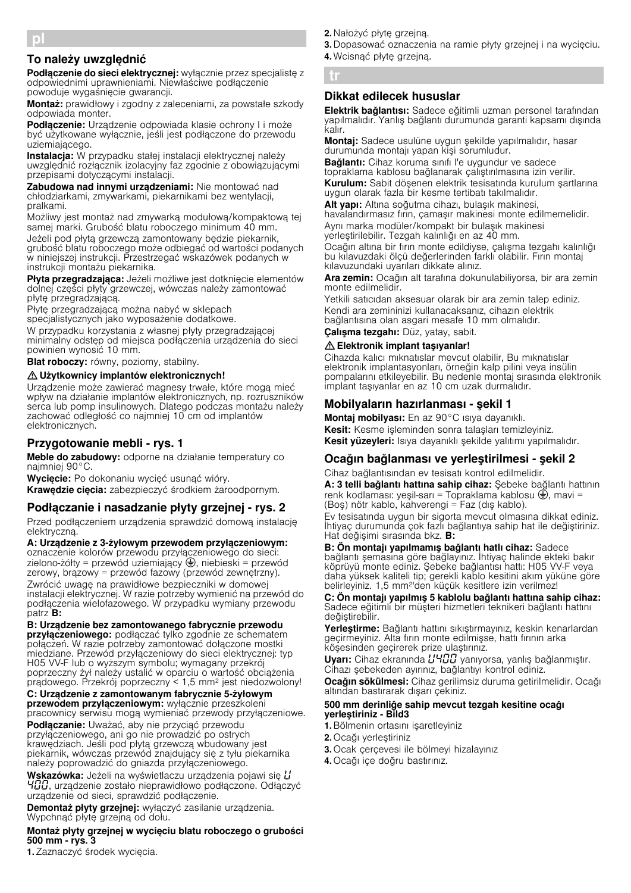## pl

### To należy uwzględnić

**Podłączenie do sieci elektrycznej:** wyłącznie przez specjalistę z odpowiednimi uprawnieniami. Niewłaściwe podłączenie powoduje wygaśnięcie gwarancji.

**Montaż:** prawidłowy i zgodny z zaleceniami, za powstałe szkody odpowiada monter.

**Podłączenie:** Urządzenie odpowiada klasie ochrony I i może być użytkowane wyłącznie, jeśli jest podłączone do przewodu uziemiającego.

**Instalacja:** W przypadku stałej instalacji elektrycznej należy uwzględnić rozłącznik izolacyjny faz zgodnie z obowiązującymi przepisami dotyczącymi instalacji.

**Zabudowa nad innymi urządzeniami:** Nie montować nad chłodziarkami, zmywarkami, piekarnikami bez wentylacji, pralkami.

Możliwy jest montaż nad zmywarką modułową/kompaktową tej samej marki. Grubość blatu roboczego minimum 40 mm.

Jeżeli pod płytą grzewczą zamontowany będzie piekarnik, grubość blatu roboczego może odbiegać od wartości podanych w niniejszej instrukcji. Przestrzegać wskazówek podanych w instrukcji montażu piekarnika.

**Płyta przegradzająca:** Jeżeli możliwe jest dotknięcie elementów dolnej części płyty grzewczej, wówczas należy zamontować płytę przegradzającą.

Płytę przegradzającą można nabyć w sklepach specjalistycznych jako wyposażenie dodatkowe.

W przypadku korzystania z własnej płyty przegradzającej minimalny odstęp od miejsca podłączenia urządzenia do sieci powinien wynosić 10 mm.

**Blat roboczy:** równy, poziomy, stabilny.

**⚠ Użytkownicy implantów elektronicznych!**

Urządzenie może zawierać magnesy trwałe, które mogą mieć wpływ na działanie implantów elektronicznych, np. rozruszników serca lub pomp insulinowych. Dlatego podczas montażu należy zachować odległość co najmniej 10 cm od implantów elektronicznych.

### Przygotowanie mebli - rys. 1

**Meble do zabudowy:** odporne na działanie temperatury co najmniej 90°C.

**Wycięcie:** Po dokonaniu wycięć usunąć wióry.

**Krawędzie cięcia:** zabezpieczyć środkiem żaroodpornym.

### Podłączanie i nasadzanie płyty grzejnej - rys. 2

Przed podłączeniem urządzenia sprawdzić domową instalację elektryczną.

**A: Urządzenie z 3-żyłowym przewodem przyłączeniowym:** oznaczenie kolorów przewodu przyłączeniowego do sieci: zielono-żółty = przewód uziemiający ⏚, niebieski = przewód zerowy, brązowy = przewód fazowy (przewód zewnętrzny).

Zwrócić uwagę na prawidłowe bezpieczniki w domowej instalacji elektrycznej. W razie potrzeby wymienić na przewód do podłączenia wielofazowego. W przypadku wymiany przewodu patrz **B:**

**B: Urządzenie bez zamontowanego fabrycznie przewodu przyłączeniowego:** podłączać tylko zgodnie ze schematem połączeń. W razie potrzeby zamontować dołączone mostki miedziane. Przewód przyłączeniowy do sieci elektrycznej: typ H05 VV-F lub o wyższym symbolu; wymagany przekrój poprzeczny żył należy ustalić w oparciu o wartość obciążenia prądowego. Przekrój poprzeczny < 1,5 mm² jest niedozwolony!

**C: Urządzenie z zamontowanym fabrycznie 5-żyłowym przewodem przyłączeniowym:** wyłącznie przeszkoleni pracownicy serwisu mogą wymieniać przewody przyłączeniowe.

**Podłączanie:** Uważać, aby nie przyciąć przewodu przyłączeniowego, ani go nie prowadzić po ostrych krawędziach. Jeśli pod płytą grzewczą wbudowany jest piekarnik, wówczas przewód znajdujący się z tyłu piekarnika należy poprowadzić do gniazda przyłączeniowego.

**Wskazówka:** Jeżeli na wyświetlaczu urządzenia pojawi się U 400, urządzenie zostało nieprawidłowo podłączone. Odłączyć urządzenie od sieci, sprawdzić podłączenie.

**Demontaż płyty grzejnej:** wyłączyć zasilanie urządzenia. Wypchnąć płytę grzejną od dołu.

#### Montaż płyty grzejnej w wycięciu blatu roboczego o grubości 500 mm - rys. 3

1. Zaznaczyć środek wycięcia.
2. Nałożyć płytę grzejną.
3. Dopasować oznaczenia na ramie płyty grzejnej i na wycięciu.
4. Wcisnąć płytę grzejną.

## tr

### Dikkat edilecek hususlar

**Elektrik bağlantısı:** Sadece eğitimli uzman personel tarafından yapılmalıdır. Yanlış bağlantı durumunda garanti kapsamı dışında kalır.

**Montaj:** Sadece usulüne uygun şekilde yapılmalıdır, hasar durumunda montajı yapan kişi sorumludur.

**Bağlantı:** Cihaz koruma sınıfı I'e uygundur ve sadece topraklama kablosu bağlanarak çalıştırılmasına izin verilir.

**Kurulum:** Sabit döşenen elektrik tesisatında kurulum şartlarına uygun olarak fazla bir kesme tertibatı takılmalıdır.

**Alt yapı:** Altına soğutma cihazı, bulaşık makinesi, havalandırmasız fırın, çamaşır makinesi monte edilmemelidir.

Aynı marka modüler/kompakt bir bulaşık makinesi yerleştirilebilir. Tezgah kalınlığı en az 40 mm.

Ocağın altına bir fırın monte edildiyse, çalışma tezgahı kalınlığı bu kılavuzdaki ölçü değerlerinden farklı olabilir. Fırın montaj kılavuzundaki uyarıları dikkate alınız.

**Ara zemin:** Ocağın alt tarafına dokunulabiliyorsa, bir ara zemin monte edilmelidir.

Yetkili satıcıdan aksesuar olarak bir ara zemin talep ediniz.

Kendi ara zemininizi kullanacaksanız, cihazın elektrik bağlantısına olan asgari mesafe 10 mm olmalıdır.

**Çalışma tezgahı:** Düz, yatay, sabit.

**⚠ Elektronik implant taşıyanlar!**

Cihazda kalıcı mıknatıslar mevcut olabilir, Bu mıknatıslar elektronik implantasyonları, örneğin kalp pilini veya insülin pompalarını etkileyebilir. Bu nedenle montaj sırasında elektronik implant taşıyanlar en az 10 cm uzak durmalıdır.

### Mobilyaların hazırlanması - şekil 1

**Montaj mobilyası:** En az 90°C ısıya dayanıklı.

**Kesit:** Kesme işleminden sonra talaşları temizleyiniz.

**Kesit yüzeyleri:** Isıya dayanıklı şekilde yalıtımı yapılmalıdır.

### Ocağın bağlanması ve yerleştirilmesi - şekil 2

Cihaz bağlantısından ev tesisatı kontrol edilmelidir.

**A: 3 telli bağlantı hattına sahip cihaz:** Şebeke bağlantı hattının renk kodlaması: yeşil-sarı = Topraklama kablosu ⏚, mavi = (Boş) nötr kablo, kahverengi = Faz (dış kablo).

Ev tesisatında uygun bir sigorta mevcut olmasına dikkat ediniz. İhtiyaç durumunda çok fazlı bağlantıya sahip hat ile değiştiriniz. Hat değişimi sırasında bkz. **B:**

**B: Ön montajı yapılmamış bağlantı hatlı cihaz:** Sadece bağlantı şemasına göre bağlayınız. İhtiyaç halinde ekteki bakır köprüyü monte ediniz. Şebeke bağlantısı hattı: H05 VV-F veya daha yüksek kaliteli tip; gerekli kablo kesitini akım yüküne göre belirleyiniz. 1,5 mm²'den küçük kesitlere izin verilmez!

**C: Ön montajı yapılmış 5 kablolu bağlantı hattına sahip cihaz:** Sadece eğitimli bir müşteri hizmetleri teknikeri bağlantı hattını değiştirebilir.

**Yerleştirme:** Bağlantı hattını sıkıştırmayınız, keskin kenarlardan geçirmeyiniz. Alta fırın monte edilmişse, hattı fırının arka köşesinden geçirerek prize ulaştırınız.

**Uyarı:** Cihaz ekranında U400 yanıyorsa, yanlış bağlanmıştır. Cihazı şebekeden ayırınız, bağlantıyı kontrol ediniz.

**Ocağın sökülmesi:** Cihaz gerilimsiz duruma getirilmelidir. Ocağı altından bastırarak dışarı çekiniz.

#### 500 mm derinliğe sahip mevcut tezgah kesitine ocağı yerleştiriniz - Bild3

1. Bölmenin ortasını işaretleyiniz
2. Ocağı yerleştiriniz
3. Ocak çerçevesi ile bölmeyi hizalayınız
4. Ocağı içe doğru bastırınız.